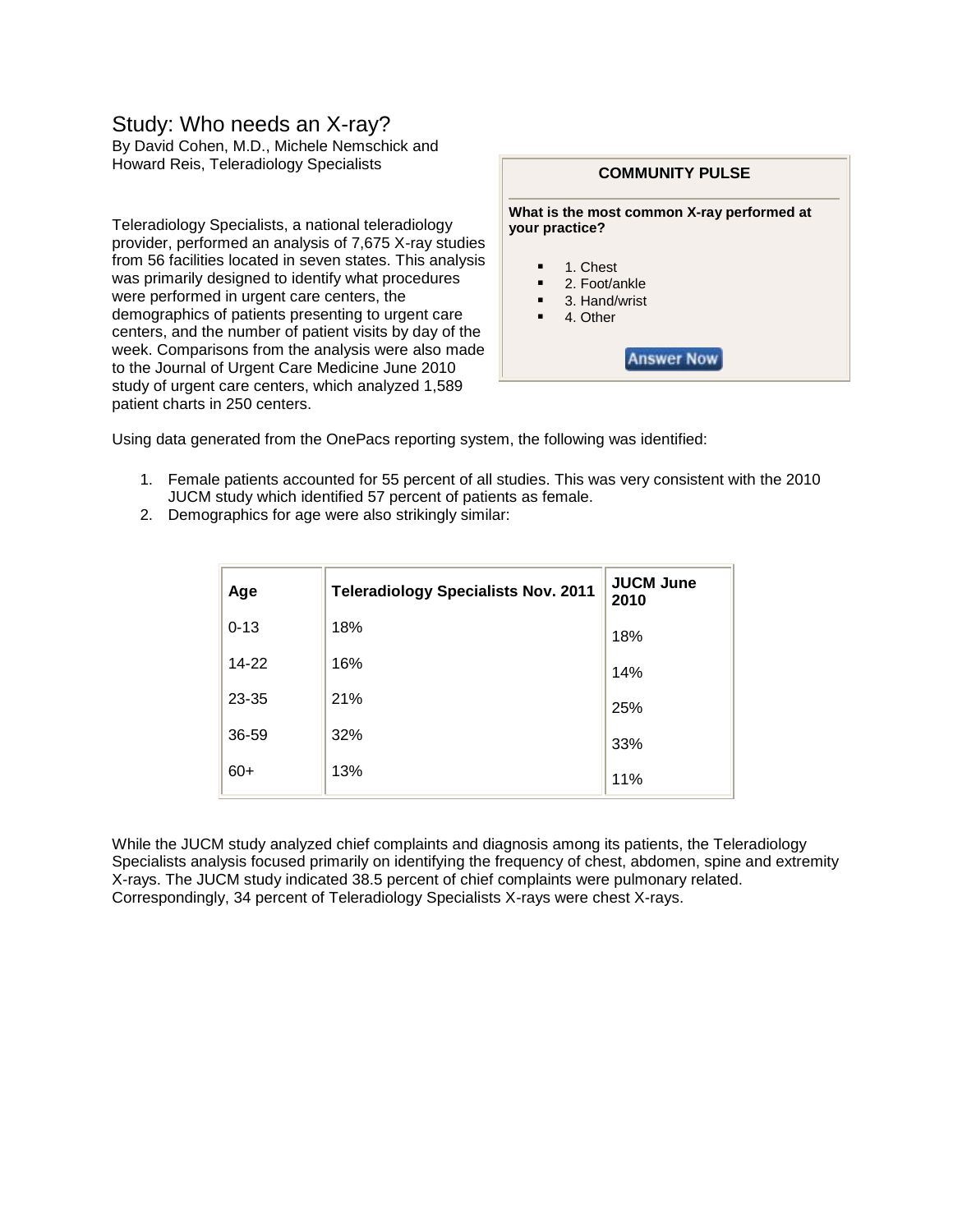# Study: Who needs an X-ray?

By David Cohen, M.D., Michele Nemschick and Howard Reis, Teleradiology Specialists

Teleradiology Specialists, a national teleradiology provider, performed an analysis of 7,675 X-ray studies from 56 facilities located in seven states. This analysis was primarily designed to identify what procedures were performed in urgent care centers, the demographics of patients presenting to urgent care centers, and the number of patient visits by day of the week. Comparisons from the analysis were also made to the Journal of Urgent Care Medicine June 2010 study of urgent care centers, which analyzed 1,589 patient charts in 250 centers.

**COMMUNITY PULSE**

**What is the most common X-ray performed at your practice?**

- 1. Chest
- 2. Foot/ankle
- 3. Hand/wrist
- 4. Other

Answer Now

Using data generated from the OnePacs reporting system, the following was identified:

1. Female patients accounted for 55 percent of all studies. This was very consistent with the 2010 JUCM study which identified 57 percent of patients as female.
2. Demographics for age were also strikingly similar:

| Age | Teleradiology Specialists Nov. 2011 | JUCM June 2010 |
|---|---|---|
| 0-13 | 18% | 18% |
| 14-22 | 16% | 14% |
| 23-35 | 21% | 25% |
| 36-59 | 32% | 33% |
| 60+ | 13% | 11% |

While the JUCM study analyzed chief complaints and diagnosis among its patients, the Teleradiology Specialists analysis focused primarily on identifying the frequency of chest, abdomen, spine and extremity X-rays. The JUCM study indicated 38.5 percent of chief complaints were pulmonary related. Correspondingly, 34 percent of Teleradiology Specialists X-rays were chest X-rays.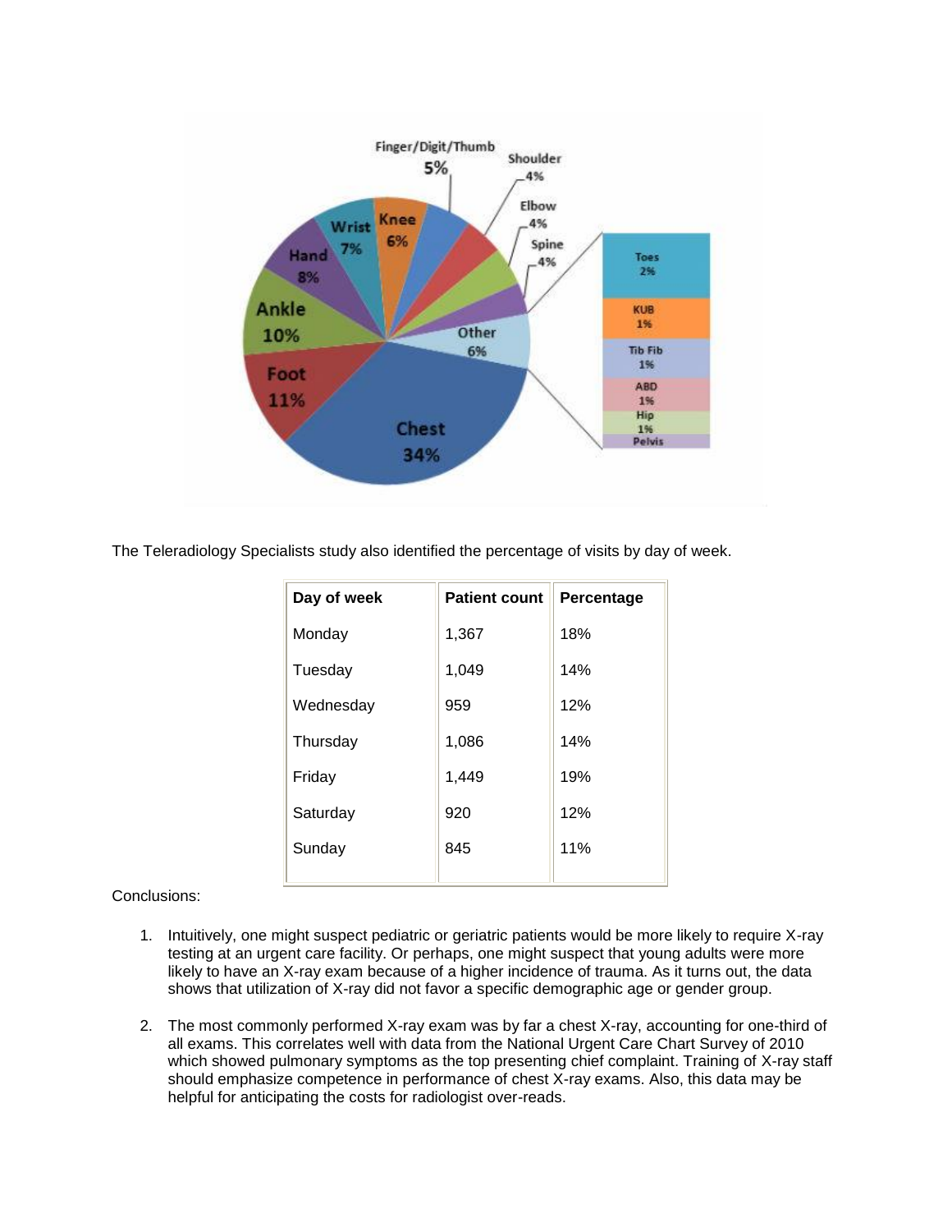The Teleradiology Specialists study also identified the percentage of visits by day of week.

| Day of week | Patient count | Percentage |
|---|---|---|
| Monday | 1,367 | 18% |
| Tuesday | 1,049 | 14% |
| Wednesday | 959 | 12% |
| Thursday | 1,086 | 14% |
| Friday | 1,449 | 19% |
| Saturday | 920 | 12% |
| Sunday | 845 | 11% |

Conclusions:

1. Intuitively, one might suspect pediatric or geriatric patients would be more likely to require X-ray testing at an urgent care facility. Or perhaps, one might suspect that young adults were more likely to have an X-ray exam because of a higher incidence of trauma. As it turns out, the data shows that utilization of X-ray did not favor a specific demographic age or gender group.

2. The most commonly performed X-ray exam was by far a chest X-ray, accounting for one-third of all exams. This correlates well with data from the National Urgent Care Chart Survey of 2010 which showed pulmonary symptoms as the top presenting chief complaint. Training of X-ray staff should emphasize competence in performance of chest X-ray exams. Also, this data may be helpful for anticipating the costs for radiologist over-reads.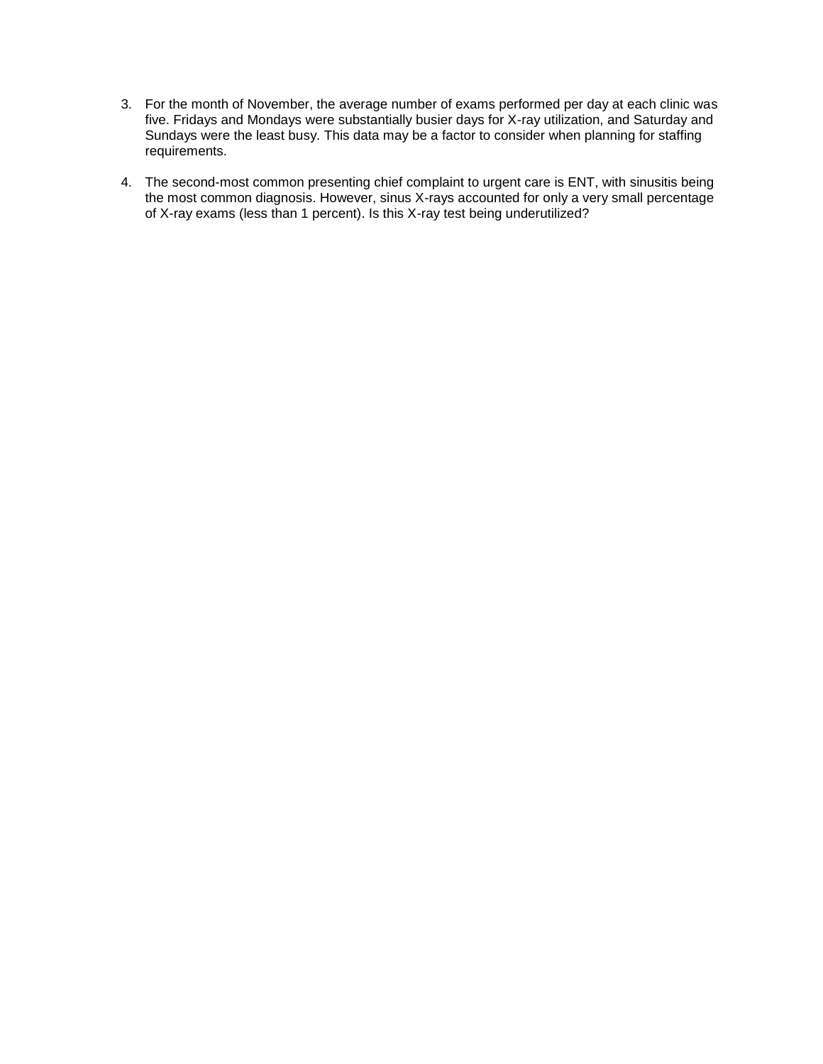3. For the month of November, the average number of exams performed per day at each clinic was five. Fridays and Mondays were substantially busier days for X-ray utilization, and Saturday and Sundays were the least busy. This data may be a factor to consider when planning for staffing requirements.

4. The second-most common presenting chief complaint to urgent care is ENT, with sinusitis being the most common diagnosis. However, sinus X-rays accounted for only a very small percentage of X-ray exams (less than 1 percent). Is this X-ray test being underutilized?